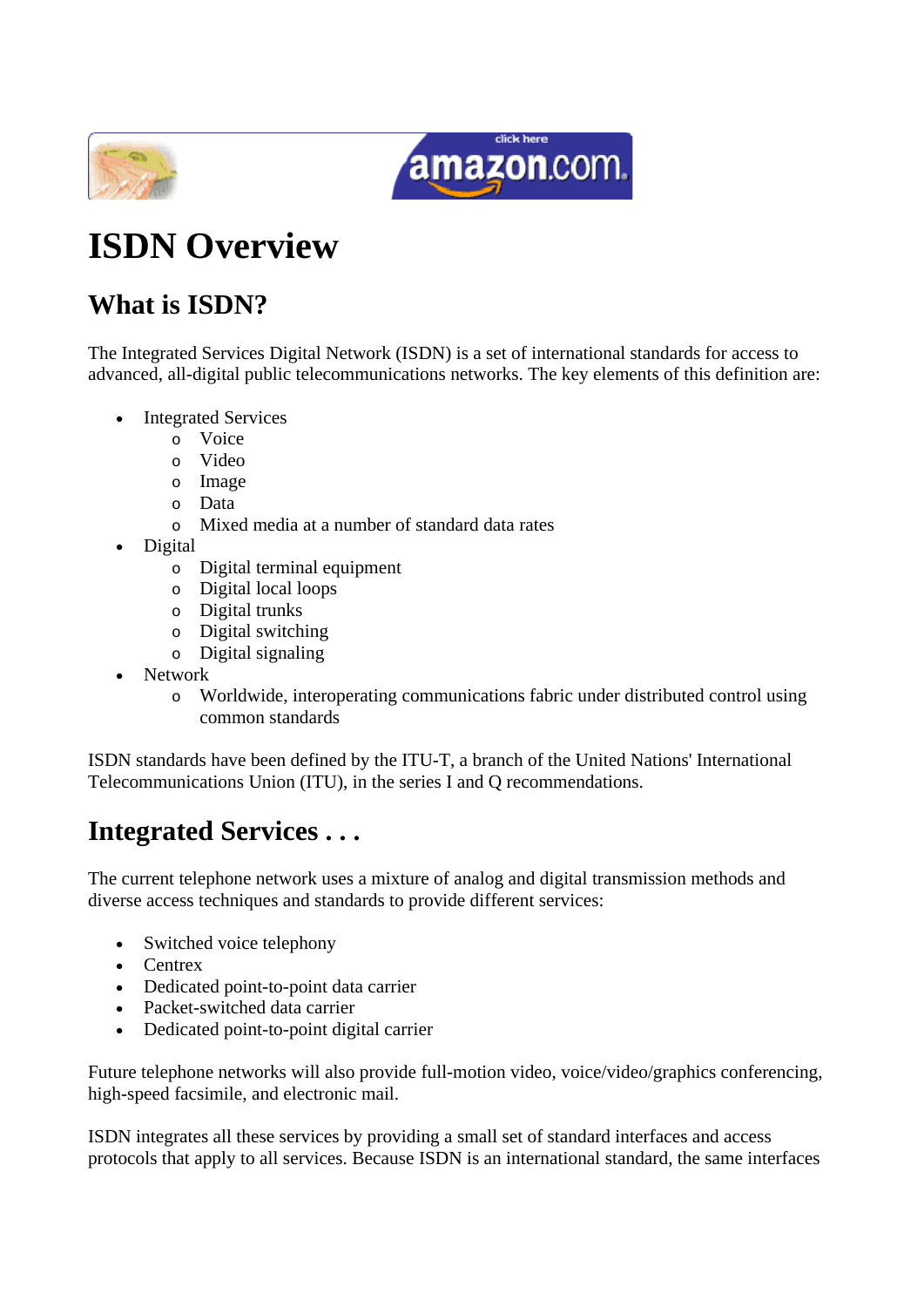# ISDN Overview

## What is ISDN?

The Integrated Services Digital Network (ISDN) is a set of international standards for access to advanced, all-digital public telecommunications networks. The key elements of this definition are:

- Integrated Services
  - Voice
  - Video
  - Image
  - Data
  - Mixed media at a number of standard data rates
- Digital
  - Digital terminal equipment
  - Digital local loops
  - Digital trunks
  - Digital switching
  - Digital signaling
- Network
  - Worldwide, interoperating communications fabric under distributed control using common standards

ISDN standards have been defined by the ITU-T, a branch of the United Nations' International Telecommunications Union (ITU), in the series I and Q recommendations.

## Integrated Services . . .

The current telephone network uses a mixture of analog and digital transmission methods and diverse access techniques and standards to provide different services:

- Switched voice telephony
- Centrex
- Dedicated point-to-point data carrier
- Packet-switched data carrier
- Dedicated point-to-point digital carrier

Future telephone networks will also provide full-motion video, voice/video/graphics conferencing, high-speed facsimile, and electronic mail.

ISDN integrates all these services by providing a small set of standard interfaces and access protocols that apply to all services. Because ISDN is an international standard, the same interfaces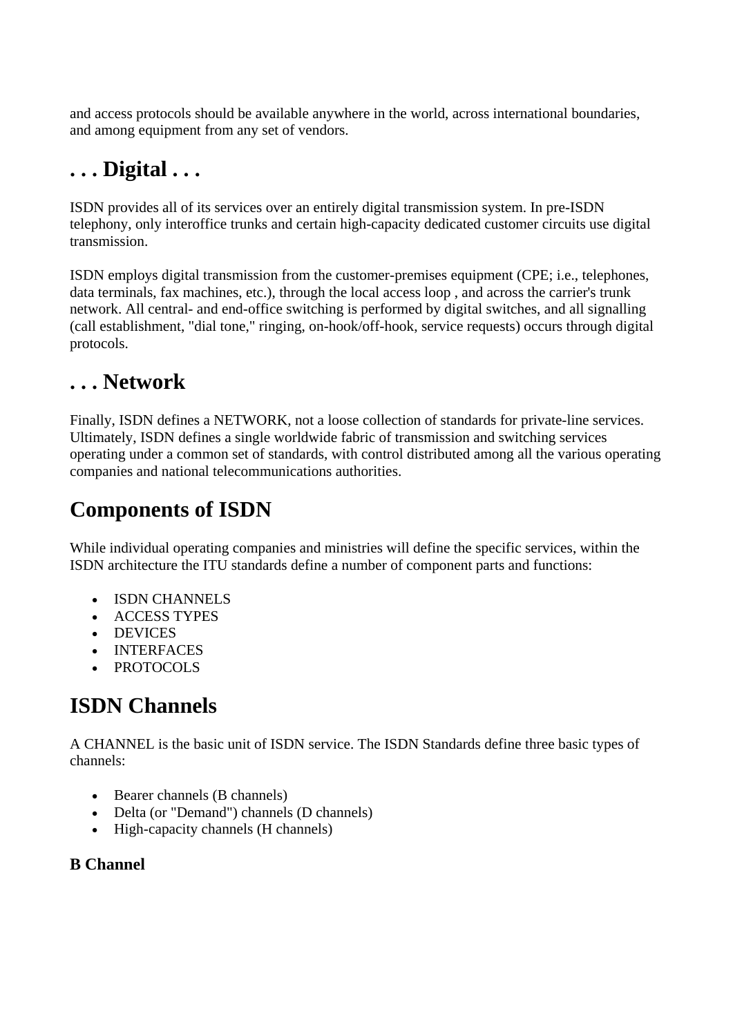and access protocols should be available anywhere in the world, across international boundaries, and among equipment from any set of vendors.

## . . . Digital . . .

ISDN provides all of its services over an entirely digital transmission system. In pre-ISDN telephony, only interoffice trunks and certain high-capacity dedicated customer circuits use digital transmission.

ISDN employs digital transmission from the customer-premises equipment (CPE; i.e., telephones, data terminals, fax machines, etc.), through the local access loop , and across the carrier's trunk network. All central- and end-office switching is performed by digital switches, and all signalling (call establishment, "dial tone," ringing, on-hook/off-hook, service requests) occurs through digital protocols.

## . . . Network

Finally, ISDN defines a NETWORK, not a loose collection of standards for private-line services. Ultimately, ISDN defines a single worldwide fabric of transmission and switching services operating under a common set of standards, with control distributed among all the various operating companies and national telecommunications authorities.

# Components of ISDN

While individual operating companies and ministries will define the specific services, within the ISDN architecture the ITU standards define a number of component parts and functions:

- ISDN CHANNELS
- ACCESS TYPES
- DEVICES
- INTERFACES
- PROTOCOLS

# ISDN Channels

A CHANNEL is the basic unit of ISDN service. The ISDN Standards define three basic types of channels:

- Bearer channels (B channels)
- Delta (or "Demand") channels (D channels)
- High-capacity channels (H channels)

### B Channel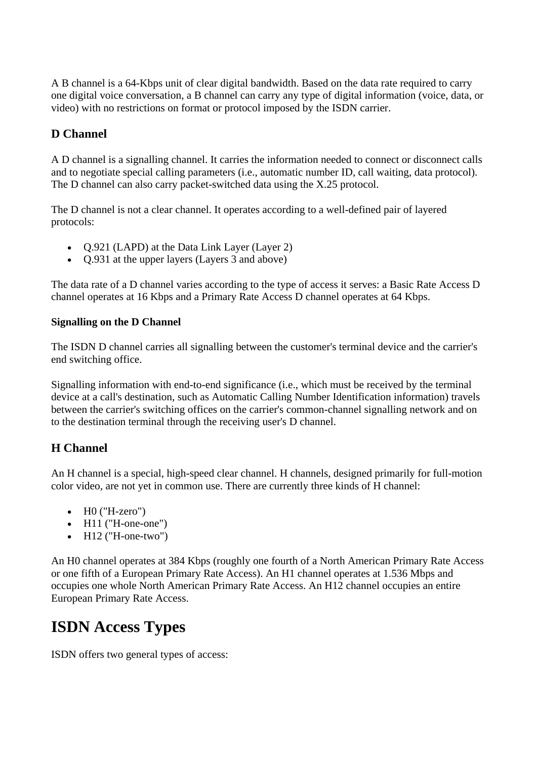A B channel is a 64-Kbps unit of clear digital bandwidth. Based on the data rate required to carry one digital voice conversation, a B channel can carry any type of digital information (voice, data, or video) with no restrictions on format or protocol imposed by the ISDN carrier.

### D Channel

A D channel is a signalling channel. It carries the information needed to connect or disconnect calls and to negotiate special calling parameters (i.e., automatic number ID, call waiting, data protocol). The D channel can also carry packet-switched data using the X.25 protocol.

The D channel is not a clear channel. It operates according to a well-defined pair of layered protocols:

- Q.921 (LAPD) at the Data Link Layer (Layer 2)
- Q.931 at the upper layers (Layers 3 and above)

The data rate of a D channel varies according to the type of access it serves: a Basic Rate Access D channel operates at 16 Kbps and a Primary Rate Access D channel operates at 64 Kbps.

#### Signalling on the D Channel

The ISDN D channel carries all signalling between the customer's terminal device and the carrier's end switching office.

Signalling information with end-to-end significance (i.e., which must be received by the terminal device at a call's destination, such as Automatic Calling Number Identification information) travels between the carrier's switching offices on the carrier's common-channel signalling network and on to the destination terminal through the receiving user's D channel.

### H Channel

An H channel is a special, high-speed clear channel. H channels, designed primarily for full-motion color video, are not yet in common use. There are currently three kinds of H channel:

- H0 ("H-zero")
- H11 ("H-one-one")
- H12 ("H-one-two")

An H0 channel operates at 384 Kbps (roughly one fourth of a North American Primary Rate Access or one fifth of a European Primary Rate Access). An H1 channel operates at 1.536 Mbps and occupies one whole North American Primary Rate Access. An H12 channel occupies an entire European Primary Rate Access.

## ISDN Access Types

ISDN offers two general types of access: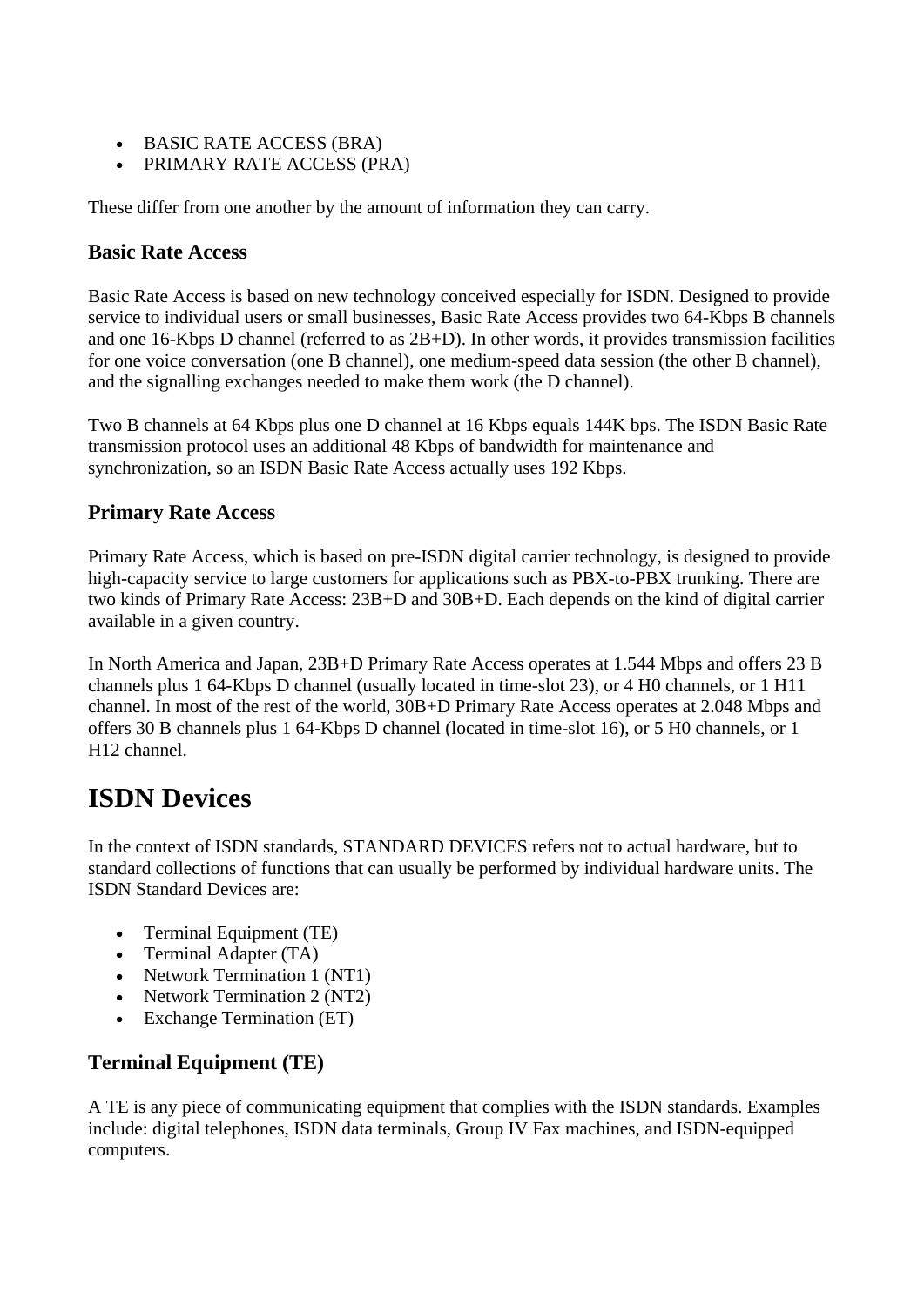- BASIC RATE ACCESS (BRA)
- PRIMARY RATE ACCESS (PRA)

These differ from one another by the amount of information they can carry.

### Basic Rate Access

Basic Rate Access is based on new technology conceived especially for ISDN. Designed to provide service to individual users or small businesses, Basic Rate Access provides two 64-Kbps B channels and one 16-Kbps D channel (referred to as 2B+D). In other words, it provides transmission facilities for one voice conversation (one B channel), one medium-speed data session (the other B channel), and the signalling exchanges needed to make them work (the D channel).

Two B channels at 64 Kbps plus one D channel at 16 Kbps equals 144K bps. The ISDN Basic Rate transmission protocol uses an additional 48 Kbps of bandwidth for maintenance and synchronization, so an ISDN Basic Rate Access actually uses 192 Kbps.

### Primary Rate Access

Primary Rate Access, which is based on pre-ISDN digital carrier technology, is designed to provide high-capacity service to large customers for applications such as PBX-to-PBX trunking. There are two kinds of Primary Rate Access: 23B+D and 30B+D. Each depends on the kind of digital carrier available in a given country.

In North America and Japan, 23B+D Primary Rate Access operates at 1.544 Mbps and offers 23 B channels plus 1 64-Kbps D channel (usually located in time-slot 23), or 4 H0 channels, or 1 H11 channel. In most of the rest of the world, 30B+D Primary Rate Access operates at 2.048 Mbps and offers 30 B channels plus 1 64-Kbps D channel (located in time-slot 16), or 5 H0 channels, or 1 H12 channel.

## ISDN Devices

In the context of ISDN standards, STANDARD DEVICES refers not to actual hardware, but to standard collections of functions that can usually be performed by individual hardware units. The ISDN Standard Devices are:

- Terminal Equipment (TE)
- Terminal Adapter (TA)
- Network Termination 1 (NT1)
- Network Termination 2 (NT2)
- Exchange Termination (ET)

### Terminal Equipment (TE)

A TE is any piece of communicating equipment that complies with the ISDN standards. Examples include: digital telephones, ISDN data terminals, Group IV Fax machines, and ISDN-equipped computers.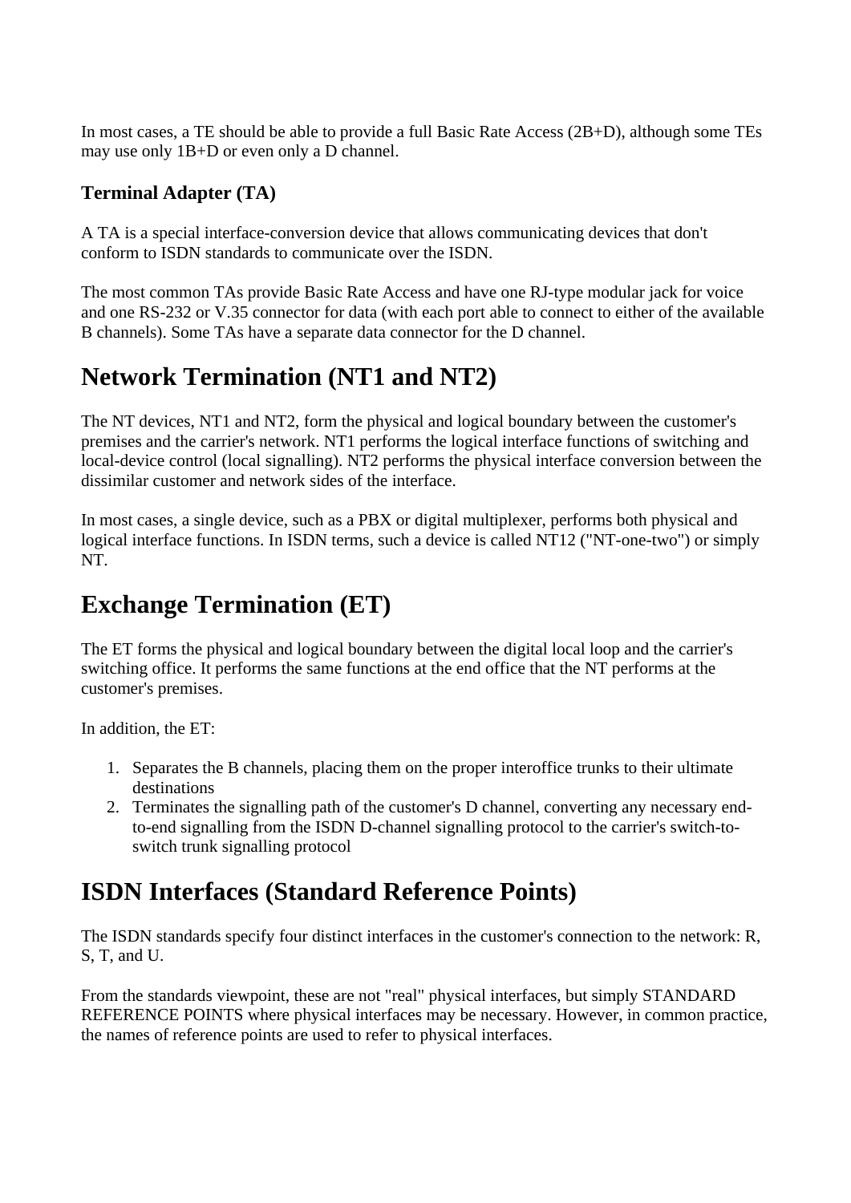In most cases, a TE should be able to provide a full Basic Rate Access (2B+D), although some TEs may use only 1B+D or even only a D channel.

### Terminal Adapter (TA)

A TA is a special interface-conversion device that allows communicating devices that don't conform to ISDN standards to communicate over the ISDN.

The most common TAs provide Basic Rate Access and have one RJ-type modular jack for voice and one RS-232 or V.35 connector for data (with each port able to connect to either of the available B channels). Some TAs have a separate data connector for the D channel.

## Network Termination (NT1 and NT2)

The NT devices, NT1 and NT2, form the physical and logical boundary between the customer's premises and the carrier's network. NT1 performs the logical interface functions of switching and local-device control (local signalling). NT2 performs the physical interface conversion between the dissimilar customer and network sides of the interface.

In most cases, a single device, such as a PBX or digital multiplexer, performs both physical and logical interface functions. In ISDN terms, such a device is called NT12 ("NT-one-two") or simply NT.

## Exchange Termination (ET)

The ET forms the physical and logical boundary between the digital local loop and the carrier's switching office. It performs the same functions at the end office that the NT performs at the customer's premises.

In addition, the ET:

1. Separates the B channels, placing them on the proper interoffice trunks to their ultimate destinations
2. Terminates the signalling path of the customer's D channel, converting any necessary end-to-end signalling from the ISDN D-channel signalling protocol to the carrier's switch-to-switch trunk signalling protocol

## ISDN Interfaces (Standard Reference Points)

The ISDN standards specify four distinct interfaces in the customer's connection to the network: R, S, T, and U.

From the standards viewpoint, these are not "real" physical interfaces, but simply STANDARD REFERENCE POINTS where physical interfaces may be necessary. However, in common practice, the names of reference points are used to refer to physical interfaces.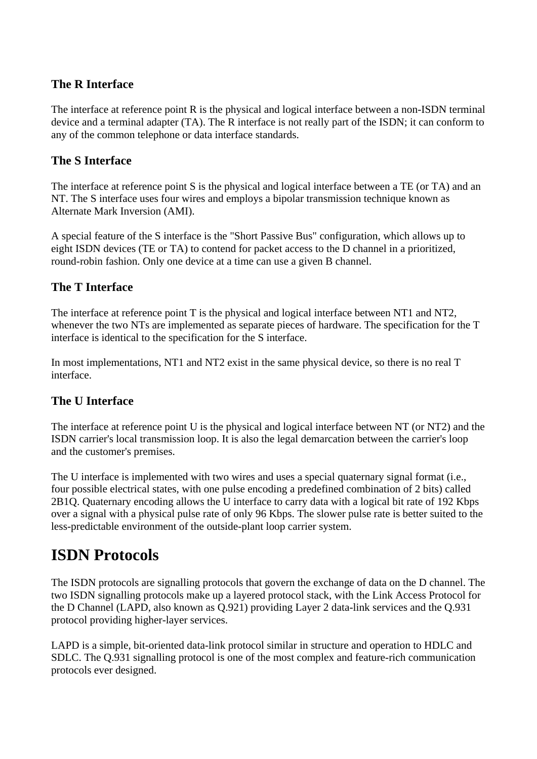### The R Interface

The interface at reference point R is the physical and logical interface between a non-ISDN terminal device and a terminal adapter (TA). The R interface is not really part of the ISDN; it can conform to any of the common telephone or data interface standards.

### The S Interface

The interface at reference point S is the physical and logical interface between a TE (or TA) and an NT. The S interface uses four wires and employs a bipolar transmission technique known as Alternate Mark Inversion (AMI).

A special feature of the S interface is the "Short Passive Bus" configuration, which allows up to eight ISDN devices (TE or TA) to contend for packet access to the D channel in a prioritized, round-robin fashion. Only one device at a time can use a given B channel.

### The T Interface

The interface at reference point T is the physical and logical interface between NT1 and NT2, whenever the two NTs are implemented as separate pieces of hardware. The specification for the T interface is identical to the specification for the S interface.

In most implementations, NT1 and NT2 exist in the same physical device, so there is no real T interface.

### The U Interface

The interface at reference point U is the physical and logical interface between NT (or NT2) and the ISDN carrier's local transmission loop. It is also the legal demarcation between the carrier's loop and the customer's premises.

The U interface is implemented with two wires and uses a special quaternary signal format (i.e., four possible electrical states, with one pulse encoding a predefined combination of 2 bits) called 2B1Q. Quaternary encoding allows the U interface to carry data with a logical bit rate of 192 Kbps over a signal with a physical pulse rate of only 96 Kbps. The slower pulse rate is better suited to the less-predictable environment of the outside-plant loop carrier system.

## ISDN Protocols

The ISDN protocols are signalling protocols that govern the exchange of data on the D channel. The two ISDN signalling protocols make up a layered protocol stack, with the Link Access Protocol for the D Channel (LAPD, also known as Q.921) providing Layer 2 data-link services and the Q.931 protocol providing higher-layer services.

LAPD is a simple, bit-oriented data-link protocol similar in structure and operation to HDLC and SDLC. The Q.931 signalling protocol is one of the most complex and feature-rich communication protocols ever designed.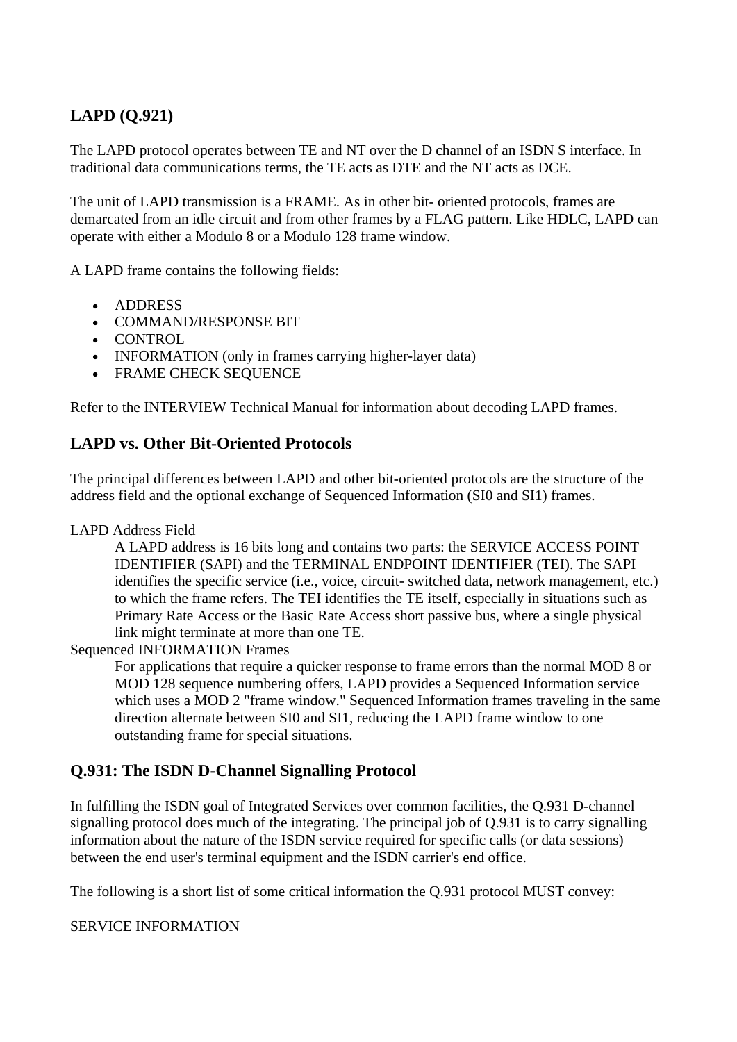## LAPD (Q.921)

The LAPD protocol operates between TE and NT over the D channel of an ISDN S interface. In traditional data communications terms, the TE acts as DTE and the NT acts as DCE.

The unit of LAPD transmission is a FRAME. As in other bit- oriented protocols, frames are demarcated from an idle circuit and from other frames by a FLAG pattern. Like HDLC, LAPD can operate with either a Modulo 8 or a Modulo 128 frame window.

A LAPD frame contains the following fields:

- ADDRESS
- COMMAND/RESPONSE BIT
- CONTROL
- INFORMATION (only in frames carrying higher-layer data)
- FRAME CHECK SEQUENCE

Refer to the INTERVIEW Technical Manual for information about decoding LAPD frames.

## LAPD vs. Other Bit-Oriented Protocols

The principal differences between LAPD and other bit-oriented protocols are the structure of the address field and the optional exchange of Sequenced Information (SI0 and SI1) frames.

LAPD Address Field

> A LAPD address is 16 bits long and contains two parts: the SERVICE ACCESS POINT IDENTIFIER (SAPI) and the TERMINAL ENDPOINT IDENTIFIER (TEI). The SAPI identifies the specific service (i.e., voice, circuit- switched data, network management, etc.) to which the frame refers. The TEI identifies the TE itself, especially in situations such as Primary Rate Access or the Basic Rate Access short passive bus, where a single physical link might terminate at more than one TE.

Sequenced INFORMATION Frames

> For applications that require a quicker response to frame errors than the normal MOD 8 or MOD 128 sequence numbering offers, LAPD provides a Sequenced Information service which uses a MOD 2 "frame window." Sequenced Information frames traveling in the same direction alternate between SI0 and SI1, reducing the LAPD frame window to one outstanding frame for special situations.

## Q.931: The ISDN D-Channel Signalling Protocol

In fulfilling the ISDN goal of Integrated Services over common facilities, the Q.931 D-channel signalling protocol does much of the integrating. The principal job of Q.931 is to carry signalling information about the nature of the ISDN service required for specific calls (or data sessions) between the end user's terminal equipment and the ISDN carrier's end office.

The following is a short list of some critical information the Q.931 protocol MUST convey:

SERVICE INFORMATION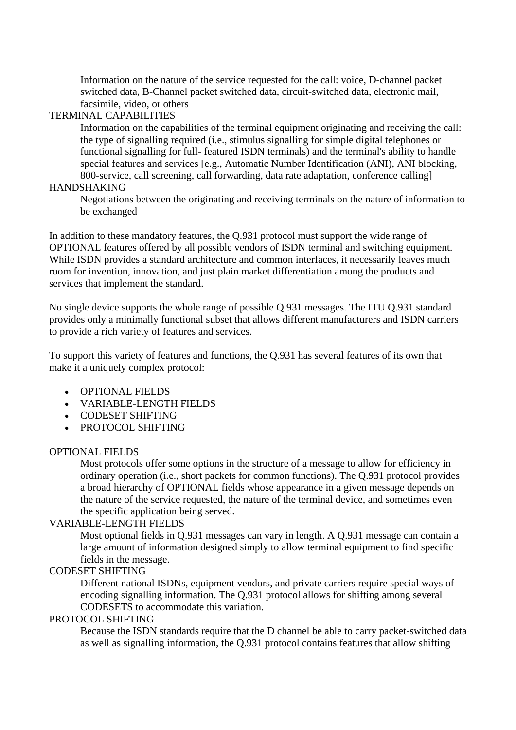Information on the nature of the service requested for the call: voice, D-channel packet switched data, B-Channel packet switched data, circuit-switched data, electronic mail, facsimile, video, or others

TERMINAL CAPABILITIES
: Information on the capabilities of the terminal equipment originating and receiving the call: the type of signalling required (i.e., stimulus signalling for simple digital telephones or functional signalling for full- featured ISDN terminals) and the terminal's ability to handle special features and services [e.g., Automatic Number Identification (ANI), ANI blocking, 800-service, call screening, call forwarding, data rate adaptation, conference calling]

HANDSHAKING
: Negotiations between the originating and receiving terminals on the nature of information to be exchanged

In addition to these mandatory features, the Q.931 protocol must support the wide range of OPTIONAL features offered by all possible vendors of ISDN terminal and switching equipment. While ISDN provides a standard architecture and common interfaces, it necessarily leaves much room for invention, innovation, and just plain market differentiation among the products and services that implement the standard.

No single device supports the whole range of possible Q.931 messages. The ITU Q.931 standard provides only a minimally functional subset that allows different manufacturers and ISDN carriers to provide a rich variety of features and services.

To support this variety of features and functions, the Q.931 has several features of its own that make it a uniquely complex protocol:

- OPTIONAL FIELDS
- VARIABLE-LENGTH FIELDS
- CODESET SHIFTING
- PROTOCOL SHIFTING

OPTIONAL FIELDS
: Most protocols offer some options in the structure of a message to allow for efficiency in ordinary operation (i.e., short packets for common functions). The Q.931 protocol provides a broad hierarchy of OPTIONAL fields whose appearance in a given message depends on the nature of the service requested, the nature of the terminal device, and sometimes even the specific application being served.

VARIABLE-LENGTH FIELDS
: Most optional fields in Q.931 messages can vary in length. A Q.931 message can contain a large amount of information designed simply to allow terminal equipment to find specific fields in the message.

CODESET SHIFTING
: Different national ISDNs, equipment vendors, and private carriers require special ways of encoding signalling information. The Q.931 protocol allows for shifting among several CODESETS to accommodate this variation.

PROTOCOL SHIFTING
: Because the ISDN standards require that the D channel be able to carry packet-switched data as well as signalling information, the Q.931 protocol contains features that allow shifting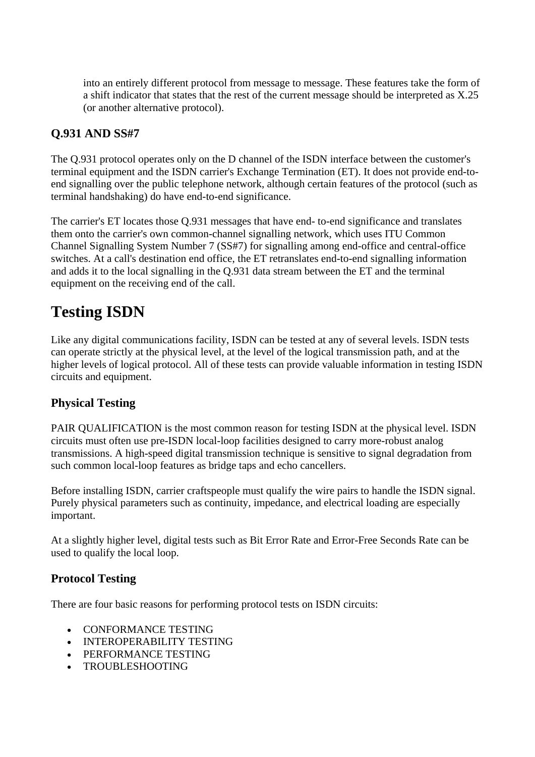into an entirely different protocol from message to message. These features take the form of a shift indicator that states that the rest of the current message should be interpreted as X.25 (or another alternative protocol).

### Q.931 AND SS#7

The Q.931 protocol operates only on the D channel of the ISDN interface between the customer's terminal equipment and the ISDN carrier's Exchange Termination (ET). It does not provide end-to-end signalling over the public telephone network, although certain features of the protocol (such as terminal handshaking) do have end-to-end significance.

The carrier's ET locates those Q.931 messages that have end- to-end significance and translates them onto the carrier's own common-channel signalling network, which uses ITU Common Channel Signalling System Number 7 (SS#7) for signalling among end-office and central-office switches. At a call's destination end office, the ET retranslates end-to-end signalling information and adds it to the local signalling in the Q.931 data stream between the ET and the terminal equipment on the receiving end of the call.

# Testing ISDN

Like any digital communications facility, ISDN can be tested at any of several levels. ISDN tests can operate strictly at the physical level, at the level of the logical transmission path, and at the higher levels of logical protocol. All of these tests can provide valuable information in testing ISDN circuits and equipment.

### Physical Testing

PAIR QUALIFICATION is the most common reason for testing ISDN at the physical level. ISDN circuits must often use pre-ISDN local-loop facilities designed to carry more-robust analog transmissions. A high-speed digital transmission technique is sensitive to signal degradation from such common local-loop features as bridge taps and echo cancellers.

Before installing ISDN, carrier craftspeople must qualify the wire pairs to handle the ISDN signal. Purely physical parameters such as continuity, impedance, and electrical loading are especially important.

At a slightly higher level, digital tests such as Bit Error Rate and Error-Free Seconds Rate can be used to qualify the local loop.

### Protocol Testing

There are four basic reasons for performing protocol tests on ISDN circuits:

- CONFORMANCE TESTING
- INTEROPERABILITY TESTING
- PERFORMANCE TESTING
- TROUBLESHOOTING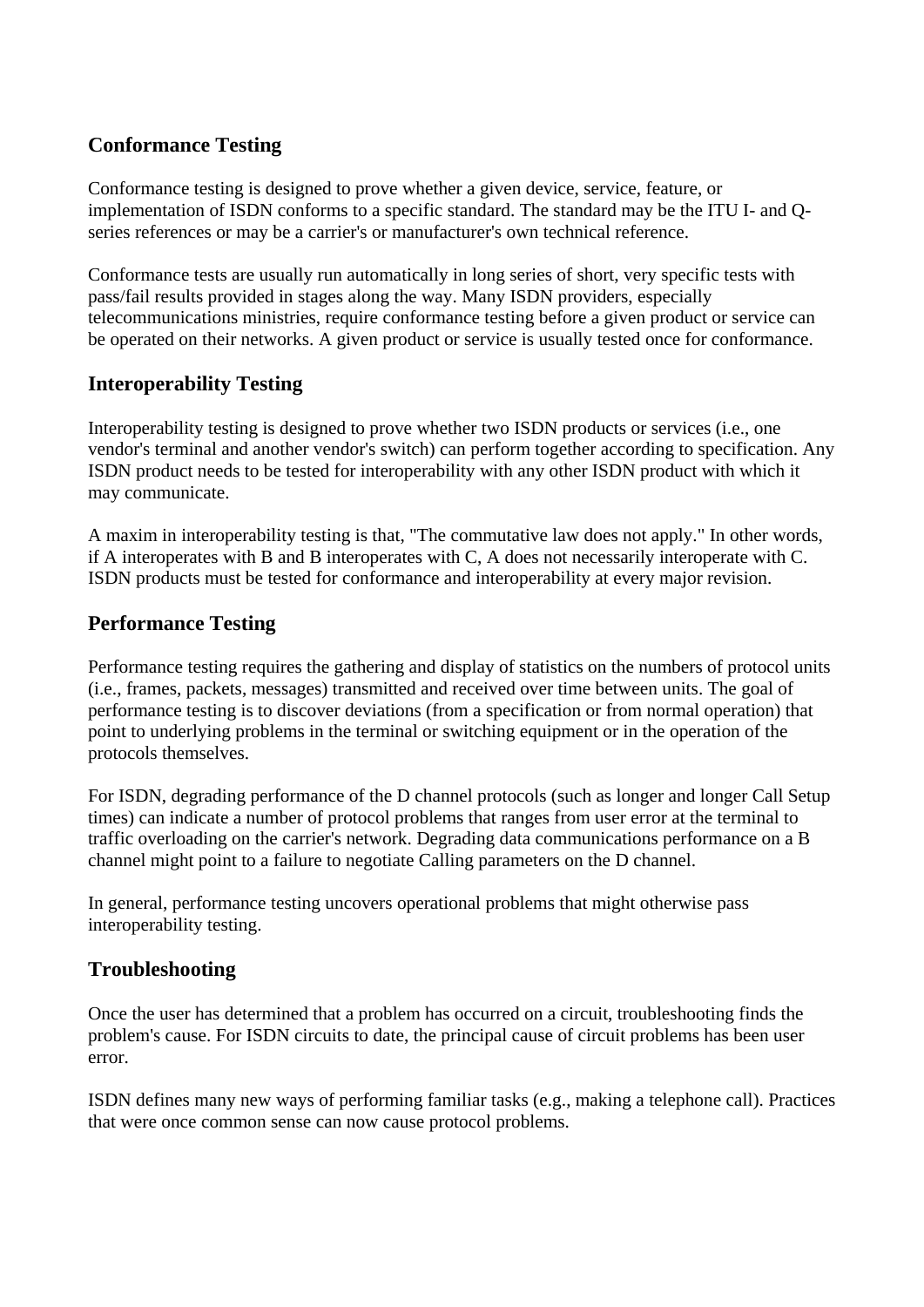### Conformance Testing

Conformance testing is designed to prove whether a given device, service, feature, or implementation of ISDN conforms to a specific standard. The standard may be the ITU I- and Q-series references or may be a carrier's or manufacturer's own technical reference.

Conformance tests are usually run automatically in long series of short, very specific tests with pass/fail results provided in stages along the way. Many ISDN providers, especially telecommunications ministries, require conformance testing before a given product or service can be operated on their networks. A given product or service is usually tested once for conformance.

### Interoperability Testing

Interoperability testing is designed to prove whether two ISDN products or services (i.e., one vendor's terminal and another vendor's switch) can perform together according to specification. Any ISDN product needs to be tested for interoperability with any other ISDN product with which it may communicate.

A maxim in interoperability testing is that, "The commutative law does not apply." In other words, if A interoperates with B and B interoperates with C, A does not necessarily interoperate with C. ISDN products must be tested for conformance and interoperability at every major revision.

### Performance Testing

Performance testing requires the gathering and display of statistics on the numbers of protocol units (i.e., frames, packets, messages) transmitted and received over time between units. The goal of performance testing is to discover deviations (from a specification or from normal operation) that point to underlying problems in the terminal or switching equipment or in the operation of the protocols themselves.

For ISDN, degrading performance of the D channel protocols (such as longer and longer Call Setup times) can indicate a number of protocol problems that ranges from user error at the terminal to traffic overloading on the carrier's network. Degrading data communications performance on a B channel might point to a failure to negotiate Calling parameters on the D channel.

In general, performance testing uncovers operational problems that might otherwise pass interoperability testing.

### Troubleshooting

Once the user has determined that a problem has occurred on a circuit, troubleshooting finds the problem's cause. For ISDN circuits to date, the principal cause of circuit problems has been user error.

ISDN defines many new ways of performing familiar tasks (e.g., making a telephone call). Practices that were once common sense can now cause protocol problems.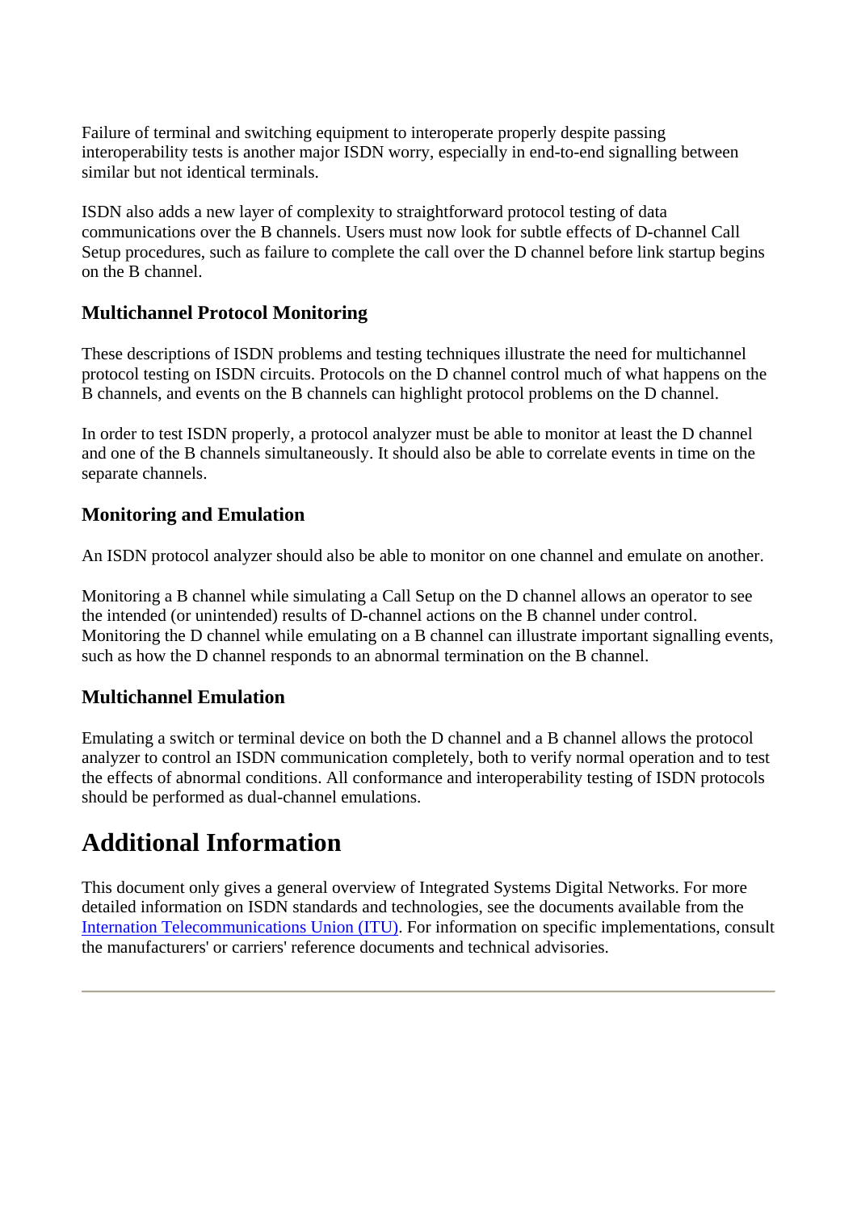Failure of terminal and switching equipment to interoperate properly despite passing interoperability tests is another major ISDN worry, especially in end-to-end signalling between similar but not identical terminals.

ISDN also adds a new layer of complexity to straightforward protocol testing of data communications over the B channels. Users must now look for subtle effects of D-channel Call Setup procedures, such as failure to complete the call over the D channel before link startup begins on the B channel.

### Multichannel Protocol Monitoring

These descriptions of ISDN problems and testing techniques illustrate the need for multichannel protocol testing on ISDN circuits. Protocols on the D channel control much of what happens on the B channels, and events on the B channels can highlight protocol problems on the D channel.

In order to test ISDN properly, a protocol analyzer must be able to monitor at least the D channel and one of the B channels simultaneously. It should also be able to correlate events in time on the separate channels.

### Monitoring and Emulation

An ISDN protocol analyzer should also be able to monitor on one channel and emulate on another.

Monitoring a B channel while simulating a Call Setup on the D channel allows an operator to see the intended (or unintended) results of D-channel actions on the B channel under control. Monitoring the D channel while emulating on a B channel can illustrate important signalling events, such as how the D channel responds to an abnormal termination on the B channel.

### Multichannel Emulation

Emulating a switch or terminal device on both the D channel and a B channel allows the protocol analyzer to control an ISDN communication completely, both to verify normal operation and to test the effects of abnormal conditions. All conformance and interoperability testing of ISDN protocols should be performed as dual-channel emulations.

## Additional Information

This document only gives a general overview of Integrated Systems Digital Networks. For more detailed information on ISDN standards and technologies, see the documents available from the International Telecommunications Union (ITU). For information on specific implementations, consult the manufacturers' or carriers' reference documents and technical advisories.

---